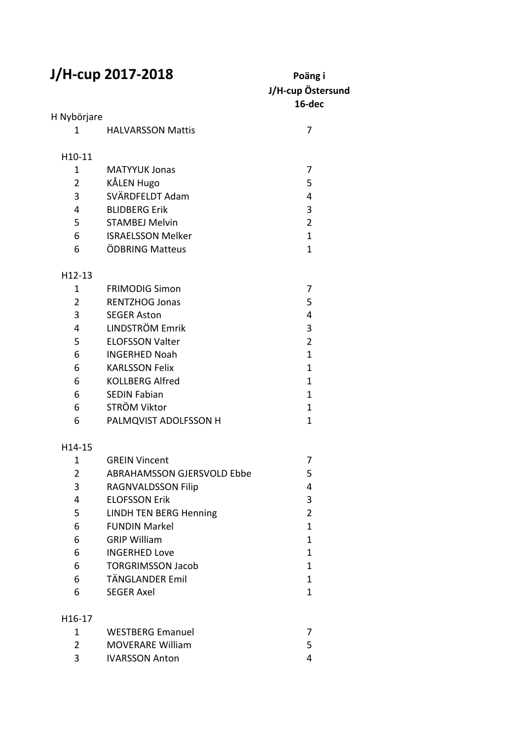# J/H-cup 2017-2018

| | | Poäng i J/H-cup Östersund 16-dec |
|---|---|---|
| H Nybörjare | | |
| 1 | HALVARSSON Mattis | 7 |
| | | |
| H10-11 | | |
| 1 | MATYYUK Jonas | 7 |
| 2 | KÅLEN Hugo | 5 |
| 3 | SVÄRDFELDT Adam | 4 |
| 4 | BLIDBERG Erik | 3 |
| 5 | STAMBEJ Melvin | 2 |
| 6 | ISRAELSSON Melker | 1 |
| 6 | ÖDBRING Matteus | 1 |
| | | |
| H12-13 | | |
| 1 | FRIMODIG Simon | 7 |
| 2 | RENTZHOG Jonas | 5 |
| 3 | SEGER Aston | 4 |
| 4 | LINDSTRÖM Emrik | 3 |
| 5 | ELOFSSON Valter | 2 |
| 6 | INGERHED Noah | 1 |
| 6 | KARLSSON Felix | 1 |
| 6 | KOLLBERG Alfred | 1 |
| 6 | SEDIN Fabian | 1 |
| 6 | STRÖM Viktor | 1 |
| 6 | PALMQVIST ADOLFSSON H | 1 |
| | | |
| H14-15 | | |
| 1 | GREIN Vincent | 7 |
| 2 | ABRAHAMSSON GJERSVOLD Ebbe | 5 |
| 3 | RAGNVALDSSON Filip | 4 |
| 4 | ELOFSSON Erik | 3 |
| 5 | LINDH TEN BERG Henning | 2 |
| 6 | FUNDIN Markel | 1 |
| 6 | GRIP William | 1 |
| 6 | INGERHED Love | 1 |
| 6 | TORGRIMSSON Jacob | 1 |
| 6 | TÄNGLANDER Emil | 1 |
| 6 | SEGER Axel | 1 |
| | | |
| H16-17 | | |
| 1 | WESTBERG Emanuel | 7 |
| 2 | MOVERARE William | 5 |
| 3 | IVARSSON Anton | 4 |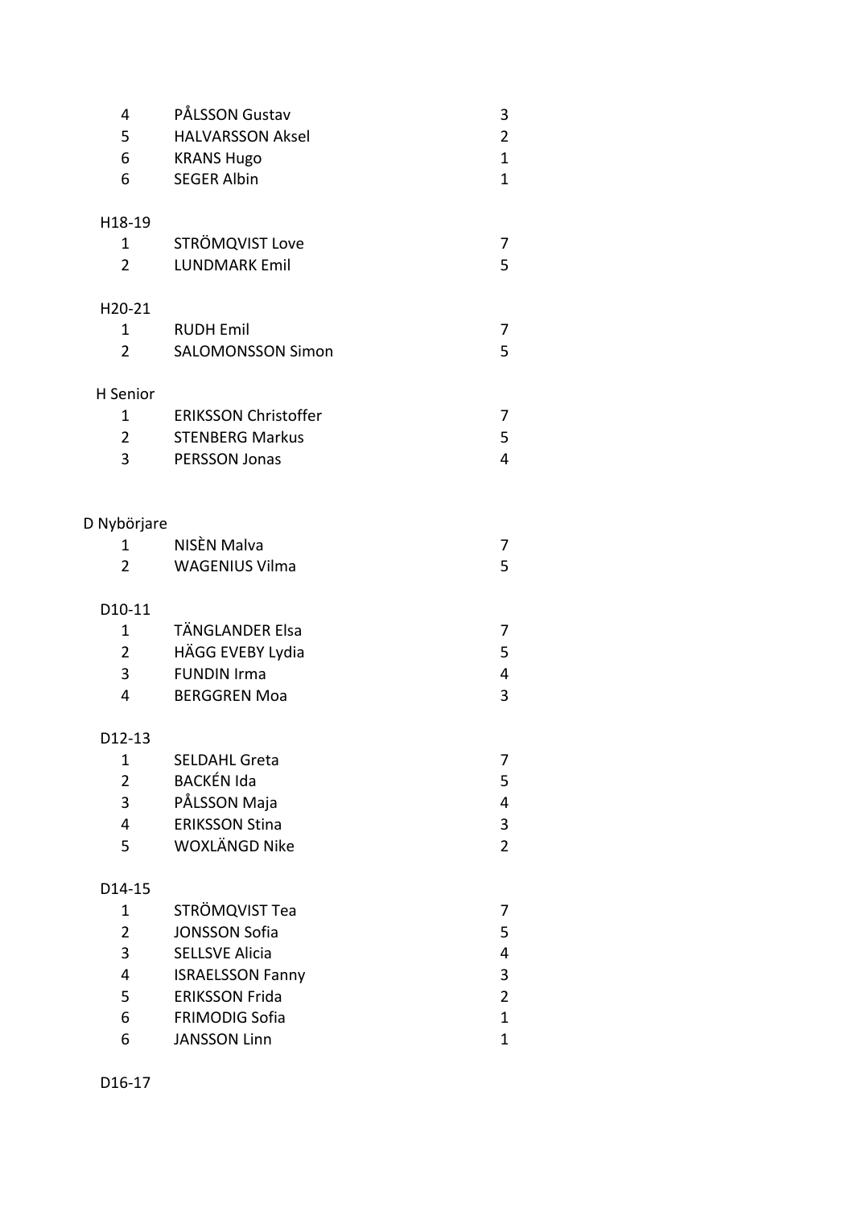| | | |
|---|---|---|
| 4 | PÅLSSON Gustav | 3 |
| 5 | HALVARSSON Aksel | 2 |
| 6 | KRANS Hugo | 1 |
| 6 | SEGER Albin | 1 |

H18-19

| | | |
|---|---|---|
| 1 | STRÖMQVIST Love | 7 |
| 2 | LUNDMARK Emil | 5 |

H20-21

| | | |
|---|---|---|
| 1 | RUDH Emil | 7 |
| 2 | SALOMONSSON Simon | 5 |

H Senior

| | | |
|---|---|---|
| 1 | ERIKSSON Christoffer | 7 |
| 2 | STENBERG Markus | 5 |
| 3 | PERSSON Jonas | 4 |

D Nybörjare

| | | |
|---|---|---|
| 1 | NISÈN Malva | 7 |
| 2 | WAGENIUS Vilma | 5 |

D10-11

| | | |
|---|---|---|
| 1 | TÄNGLANDER Elsa | 7 |
| 2 | HÄGG EVEBY Lydia | 5 |
| 3 | FUNDIN Irma | 4 |
| 4 | BERGGREN Moa | 3 |

D12-13

| | | |
|---|---|---|
| 1 | SELDAHL Greta | 7 |
| 2 | BACKÉN Ida | 5 |
| 3 | PÅLSSON Maja | 4 |
| 4 | ERIKSSON Stina | 3 |
| 5 | WOXLÄNGD Nike | 2 |

D14-15

| | | |
|---|---|---|
| 1 | STRÖMQVIST Tea | 7 |
| 2 | JONSSON Sofia | 5 |
| 3 | SELLSVE Alicia | 4 |
| 4 | ISRAELSSON Fanny | 3 |
| 5 | ERIKSSON Frida | 2 |
| 6 | FRIMODIG Sofia | 1 |
| 6 | JANSSON Linn | 1 |

D16-17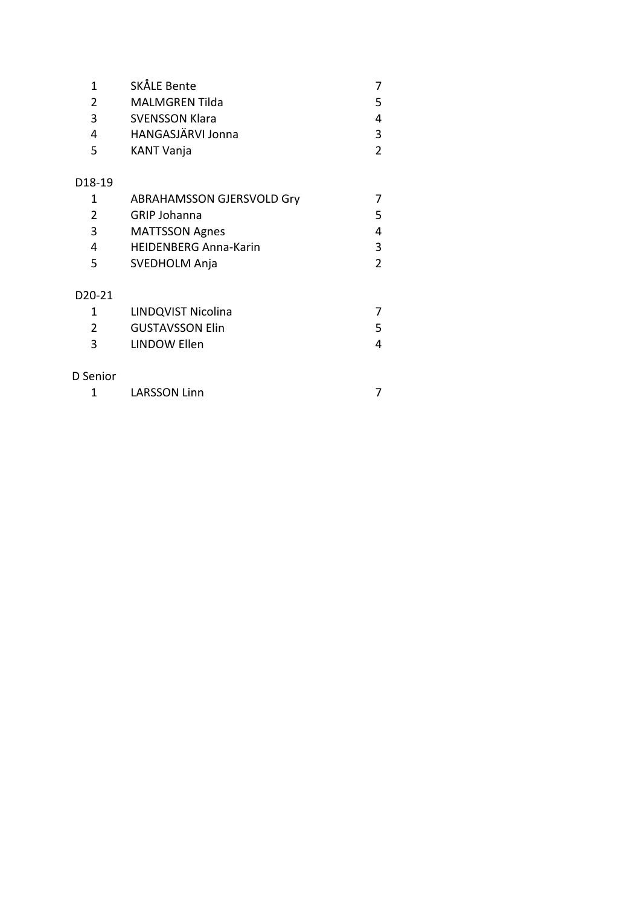| | | |
|---|---|---|
| 1 | SKÅLE Bente | 7 |
| 2 | MALMGREN Tilda | 5 |
| 3 | SVENSSON Klara | 4 |
| 4 | HANGASJÄRVI Jonna | 3 |
| 5 | KANT Vanja | 2 |

D18-19

| | | |
|---|---|---|
| 1 | ABRAHAMSSON GJERSVOLD Gry | 7 |
| 2 | GRIP Johanna | 5 |
| 3 | MATTSSON Agnes | 4 |
| 4 | HEIDENBERG Anna-Karin | 3 |
| 5 | SVEDHOLM Anja | 2 |

D20-21

| | | |
|---|---|---|
| 1 | LINDQVIST Nicolina | 7 |
| 2 | GUSTAVSSON Elin | 5 |
| 3 | LINDOW Ellen | 4 |

D Senior

| | | |
|---|---|---|
| 1 | LARSSON Linn | 7 |